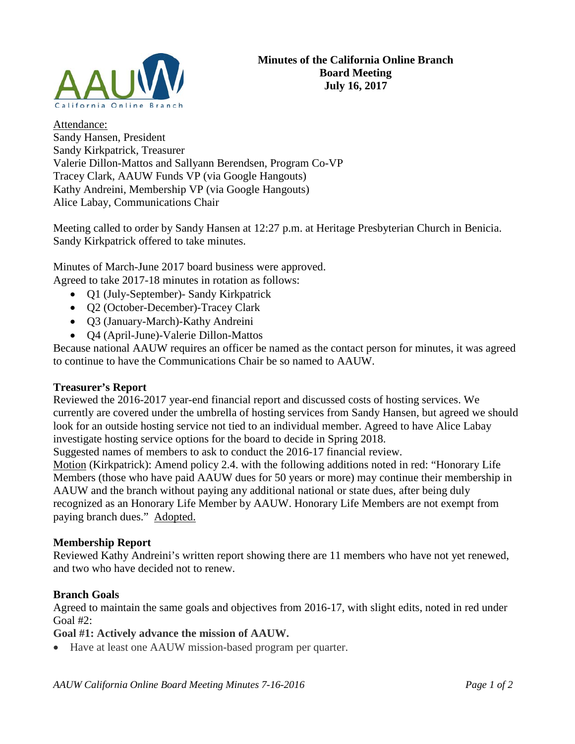# Minutes of the California Online Branch Board Meeting July 16, 2017

Attendance:
Sandy Hansen, President
Sandy Kirkpatrick, Treasurer
Valerie Dillon-Mattos and Sallyann Berendsen, Program Co-VP
Tracey Clark, AAUW Funds VP (via Google Hangouts)
Kathy Andreini, Membership VP (via Google Hangouts)
Alice Labay, Communications Chair

Meeting called to order by Sandy Hansen at 12:27 p.m. at Heritage Presbyterian Church in Benicia. Sandy Kirkpatrick offered to take minutes.

Minutes of March-June 2017 board business were approved.
Agreed to take 2017-18 minutes in rotation as follows:

- Q1 (July-September)- Sandy Kirkpatrick
- Q2 (October-December)-Tracey Clark
- Q3 (January-March)-Kathy Andreini
- Q4 (April-June)-Valerie Dillon-Mattos

Because national AAUW requires an officer be named as the contact person for minutes, it was agreed to continue to have the Communications Chair be so named to AAUW.

**Treasurer's Report**

Reviewed the 2016-2017 year-end financial report and discussed costs of hosting services. We currently are covered under the umbrella of hosting services from Sandy Hansen, but agreed we should look for an outside hosting service not tied to an individual member. Agreed to have Alice Labay investigate hosting service options for the board to decide in Spring 2018.
Suggested names of members to ask to conduct the 2016-17 financial review.
Motion (Kirkpatrick): Amend policy 2.4. with the following additions noted in red: "Honorary Life Members (those who have paid AAUW dues for 50 years or more) may continue their membership in AAUW and the branch without paying any additional national or state dues, after being duly recognized as an Honorary Life Member by AAUW. Honorary Life Members are not exempt from paying branch dues." Adopted.

**Membership Report**

Reviewed Kathy Andreini's written report showing there are 11 members who have not yet renewed, and two who have decided not to renew.

**Branch Goals**

Agreed to maintain the same goals and objectives from 2016-17, with slight edits, noted in red under Goal #2:

**Goal #1: Actively advance the mission of AAUW.**

- Have at least one AAUW mission-based program per quarter.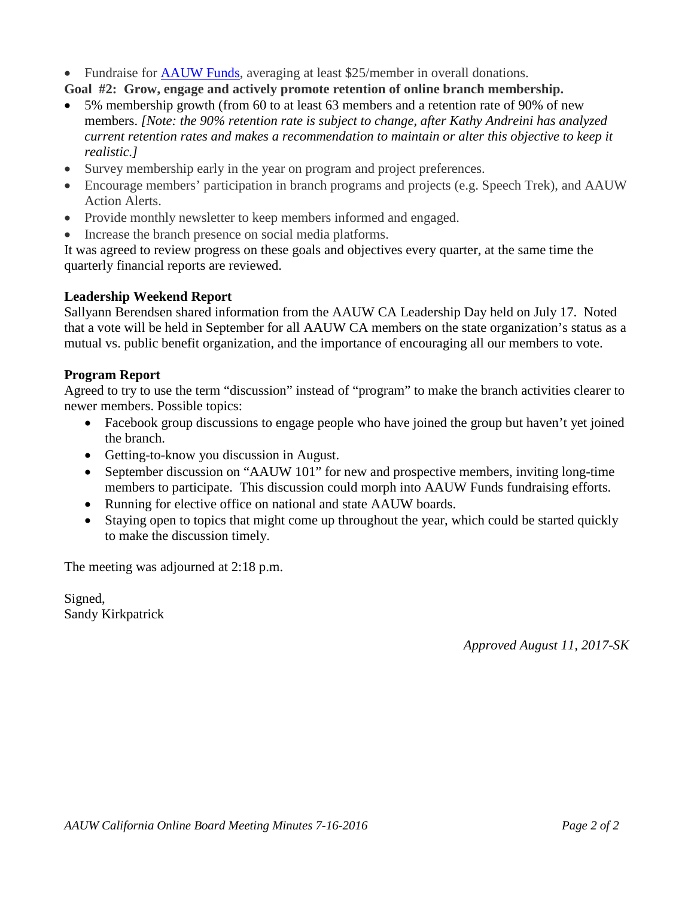- Fundraise for AAUW Funds, averaging at least $25/member in overall donations.

**Goal #2: Grow, engage and actively promote retention of online branch membership.**

- 5% membership growth (from 60 to at least 63 members and a retention rate of 90% of new members. *[Note: the 90% retention rate is subject to change, after Kathy Andreini has analyzed current retention rates and makes a recommendation to maintain or alter this objective to keep it realistic.]*
- Survey membership early in the year on program and project preferences.
- Encourage members' participation in branch programs and projects (e.g. Speech Trek), and AAUW Action Alerts.
- Provide monthly newsletter to keep members informed and engaged.
- Increase the branch presence on social media platforms.

It was agreed to review progress on these goals and objectives every quarter, at the same time the quarterly financial reports are reviewed.

**Leadership Weekend Report**

Sallyann Berendsen shared information from the AAUW CA Leadership Day held on July 17. Noted that a vote will be held in September for all AAUW CA members on the state organization's status as a mutual vs. public benefit organization, and the importance of encouraging all our members to vote.

**Program Report**

Agreed to try to use the term "discussion" instead of "program" to make the branch activities clearer to newer members. Possible topics:

- Facebook group discussions to engage people who have joined the group but haven't yet joined the branch.
- Getting-to-know you discussion in August.
- September discussion on "AAUW 101" for new and prospective members, inviting long-time members to participate. This discussion could morph into AAUW Funds fundraising efforts.
- Running for elective office on national and state AAUW boards.
- Staying open to topics that might come up throughout the year, which could be started quickly to make the discussion timely.

The meeting was adjourned at 2:18 p.m.

Signed,
Sandy Kirkpatrick

*Approved August 11, 2017-SK*